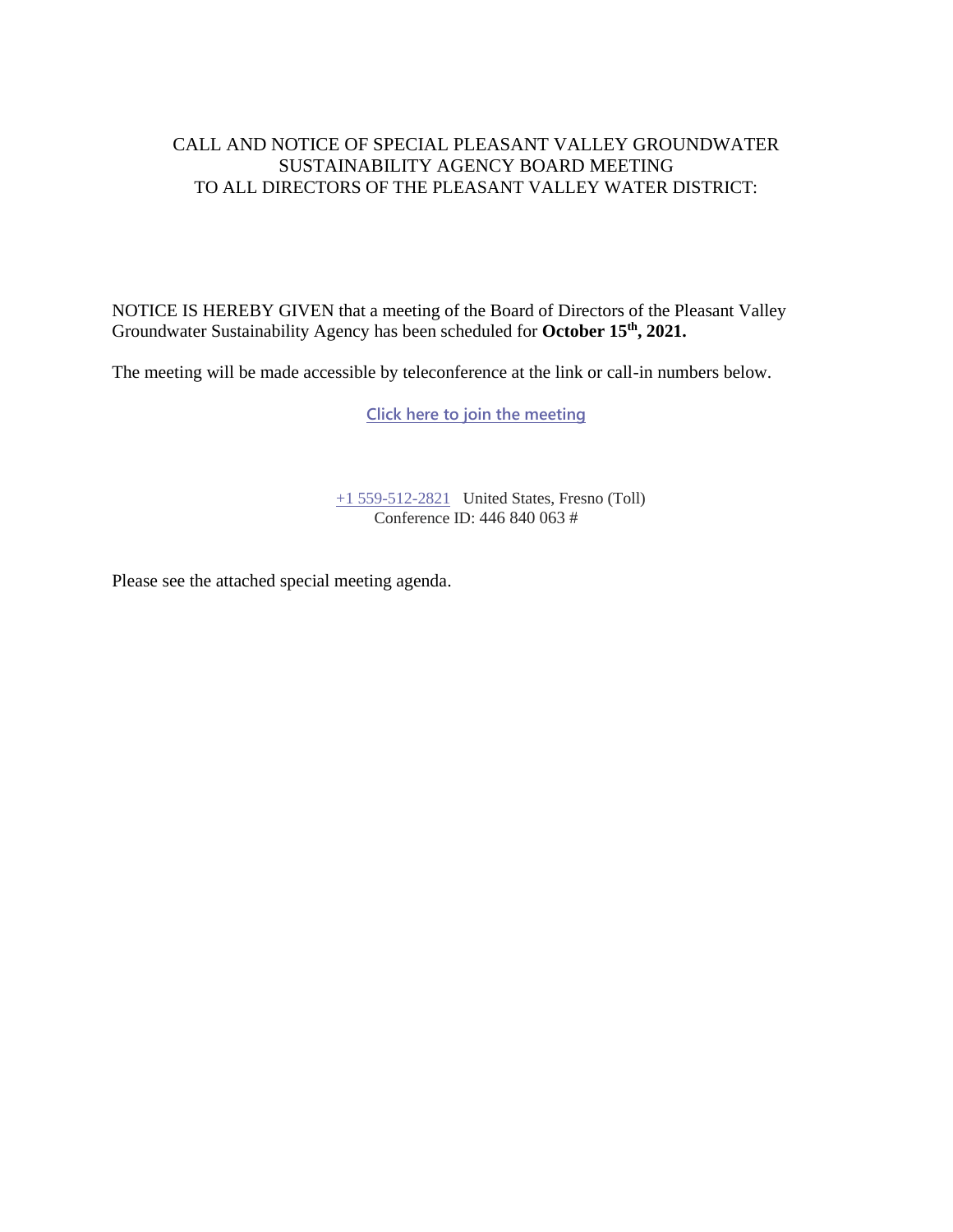# CALL AND NOTICE OF SPECIAL PLEASANT VALLEY GROUNDWATER SUSTAINABILITY AGENCY BOARD MEETING TO ALL DIRECTORS OF THE PLEASANT VALLEY WATER DISTRICT:

NOTICE IS HEREBY GIVEN that a meeting of the Board of Directors of the Pleasant Valley Groundwater Sustainability Agency has been scheduled for **October 15th, 2021.**

The meeting will be made accessible by teleconference at the link or call-in numbers below.

Click here to join the meeting

+1 559-512-2821 United States, Fresno (Toll)
Conference ID: 446 840 063 #

Please see the attached special meeting agenda.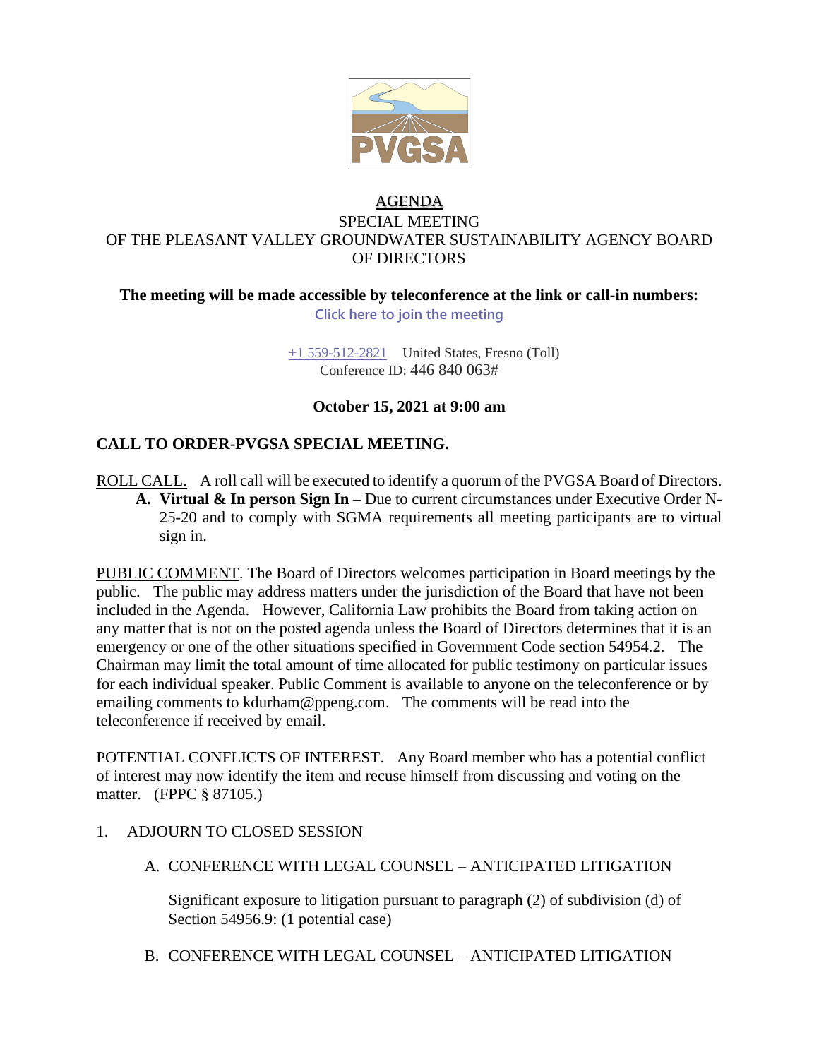# AGENDA

SPECIAL MEETING
OF THE PLEASANT VALLEY GROUNDWATER SUSTAINABILITY AGENCY BOARD OF DIRECTORS

**The meeting will be made accessible by teleconference at the link or call-in numbers:**

Click here to join the meeting

+1 559-512-2821 United States, Fresno (Toll)
Conference ID: 446 840 063#

**October 15, 2021 at 9:00 am**

## CALL TO ORDER-PVGSA SPECIAL MEETING.

ROLL CALL. A roll call will be executed to identify a quorum of the PVGSA Board of Directors.

**A. Virtual & In person Sign In –** Due to current circumstances under Executive Order N-25-20 and to comply with SGMA requirements all meeting participants are to virtual sign in.

PUBLIC COMMENT. The Board of Directors welcomes participation in Board meetings by the public. The public may address matters under the jurisdiction of the Board that have not been included in the Agenda. However, California Law prohibits the Board from taking action on any matter that is not on the posted agenda unless the Board of Directors determines that it is an emergency or one of the other situations specified in Government Code section 54954.2. The Chairman may limit the total amount of time allocated for public testimony on particular issues for each individual speaker. Public Comment is available to anyone on the teleconference or by emailing comments to kdurham@ppeng.com. The comments will be read into the teleconference if received by email.

POTENTIAL CONFLICTS OF INTEREST. Any Board member who has a potential conflict of interest may now identify the item and recuse himself from discussing and voting on the matter. (FPPC § 87105.)

1. ADJOURN TO CLOSED SESSION

   A. CONFERENCE WITH LEGAL COUNSEL – ANTICIPATED LITIGATION

      Significant exposure to litigation pursuant to paragraph (2) of subdivision (d) of Section 54956.9: (1 potential case)

   B. CONFERENCE WITH LEGAL COUNSEL – ANTICIPATED LITIGATION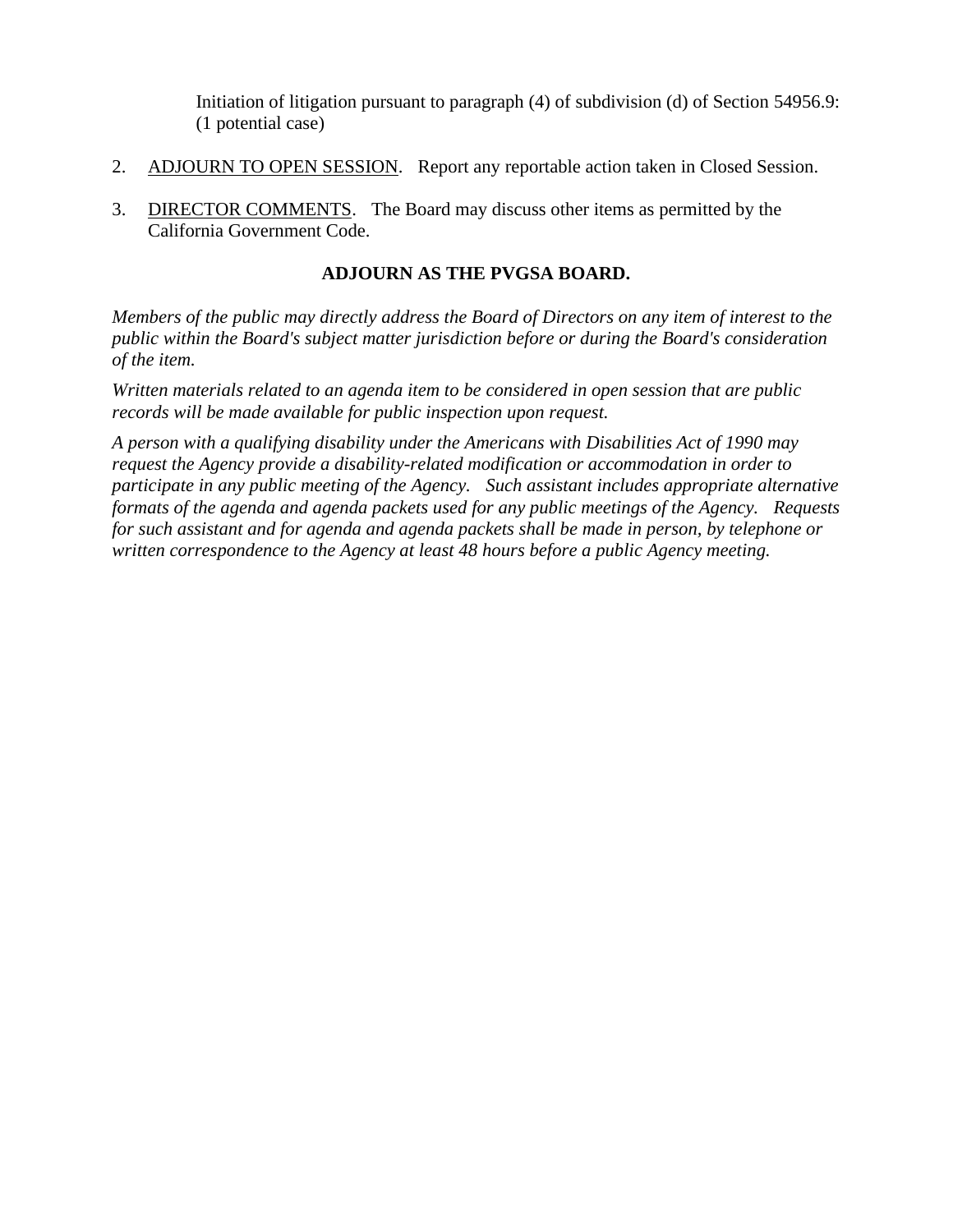Initiation of litigation pursuant to paragraph (4) of subdivision (d) of Section 54956.9: (1 potential case)

2. ADJOURN TO OPEN SESSION. Report any reportable action taken in Closed Session.

3. DIRECTOR COMMENTS. The Board may discuss other items as permitted by the California Government Code.

**ADJOURN AS THE PVGSA BOARD.**

*Members of the public may directly address the Board of Directors on any item of interest to the public within the Board's subject matter jurisdiction before or during the Board's consideration of the item.*

*Written materials related to an agenda item to be considered in open session that are public records will be made available for public inspection upon request.*

*A person with a qualifying disability under the Americans with Disabilities Act of 1990 may request the Agency provide a disability-related modification or accommodation in order to participate in any public meeting of the Agency. Such assistant includes appropriate alternative formats of the agenda and agenda packets used for any public meetings of the Agency. Requests for such assistant and for agenda and agenda packets shall be made in person, by telephone or written correspondence to the Agency at least 48 hours before a public Agency meeting.*